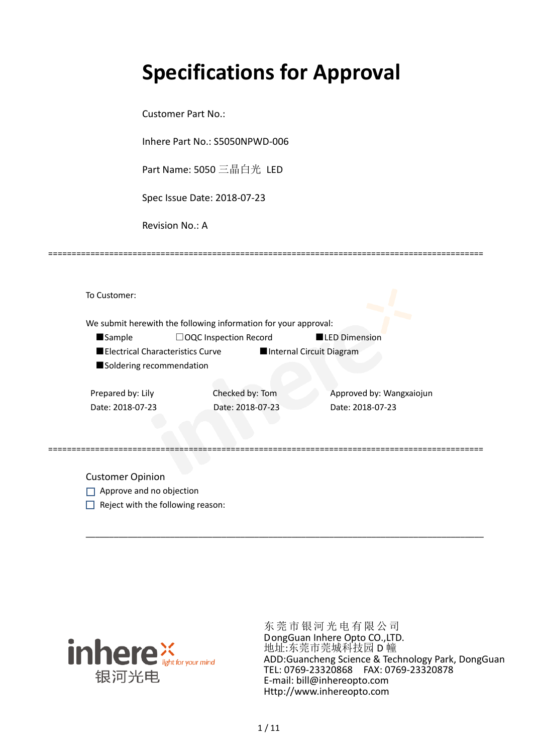# Specifications for Approval

Customer Part No.:

Inhere Part No.: S5050NPWD-006

Part Name: 5050 三晶白光 LED

Spec Issue Date: 2018-07-23

Revision No.: A

==========================================================================================

To Customer:

We submit herewith the following information for your approval:

■Sample　　　　☐OQC Inspection Record　　　　■LED Dimension

■Electrical Characteristics Curve　　　　■Internal Circuit Diagram

■Soldering recommendation

| Prepared by: Lily | Checked by: Tom | Approved by: Wangxaiojun |
|---|---|---|
| Date: 2018-07-23 | Date: 2018-07-23 | Date: 2018-07-23 |

==========================================================================================

Customer Opinion

☐ Approve and no objection

☐ Reject with the following reason:

___________________________________________________________________________

inhere light for your mind 银河光电

东莞市银河光电有限公司
DongGuan Inhere Opto CO.,LTD.
地址:东莞市莞城科技园 D 幢
ADD:Guancheng Science & Technology Park, DongGuan
TEL: 0769-23320868　FAX: 0769-23320878
E-mail: bill@inhereopto.com
Http://www.inhereopto.com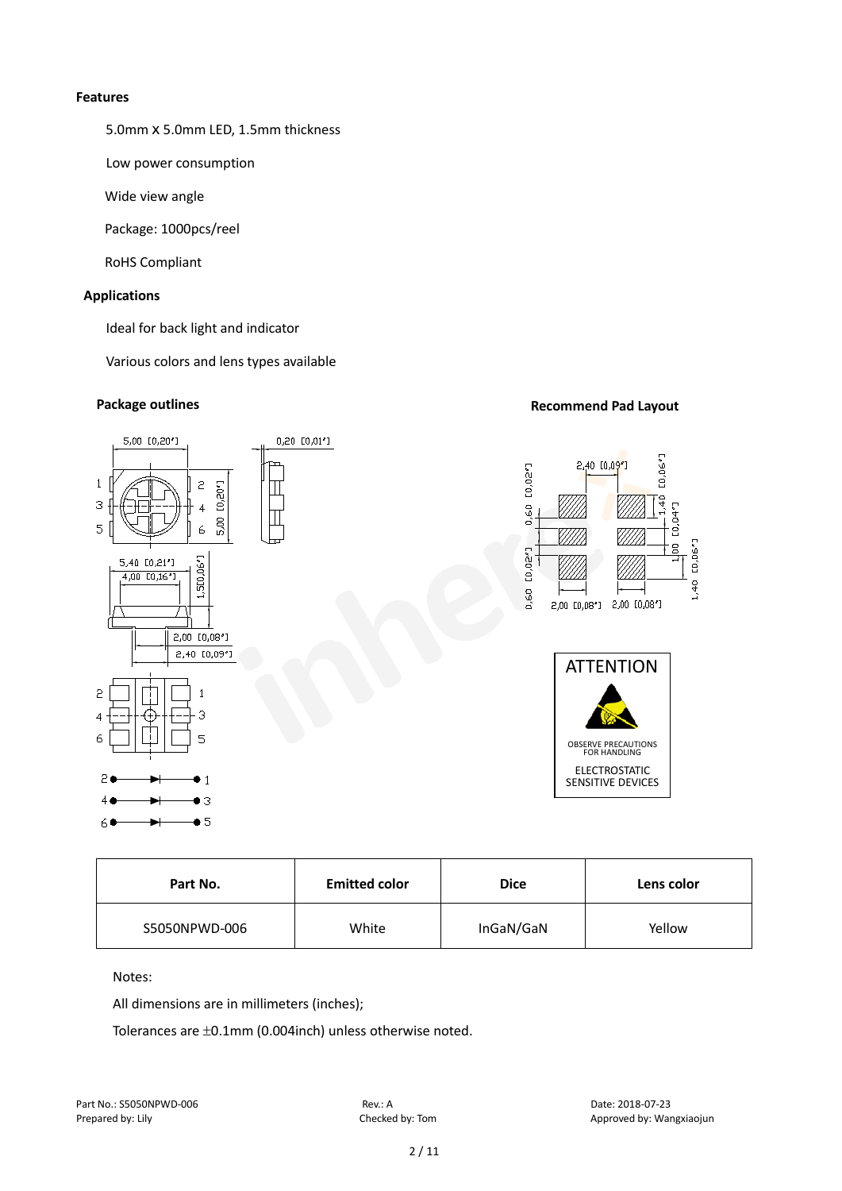**Features**

5.0mm x 5.0mm LED, 1.5mm thickness

Low power consumption

Wide view angle

Package: 1000pcs/reel

RoHS Compliant

**Applications**

Ideal for back light and indicator

Various colors and lens types available

**Package outlines**

**Recommend Pad Layout**

ATTENTION

OBSERVE PRECAUTIONS FOR HANDLING

ELECTROSTATIC SENSITIVE DEVICES

| Part No. | Emitted color | Dice | Lens color |
|---|---|---|---|
| S5050NPWD-006 | White | InGaN/GaN | Yellow |

Notes:

All dimensions are in millimeters (inches);

Tolerances are ±0.1mm (0.004inch) unless otherwise noted.

Part No.: S5050NPWD-006 Rev.: A Date: 2018-07-23

Prepared by: Lily Checked by: Tom Approved by: Wangxiaojun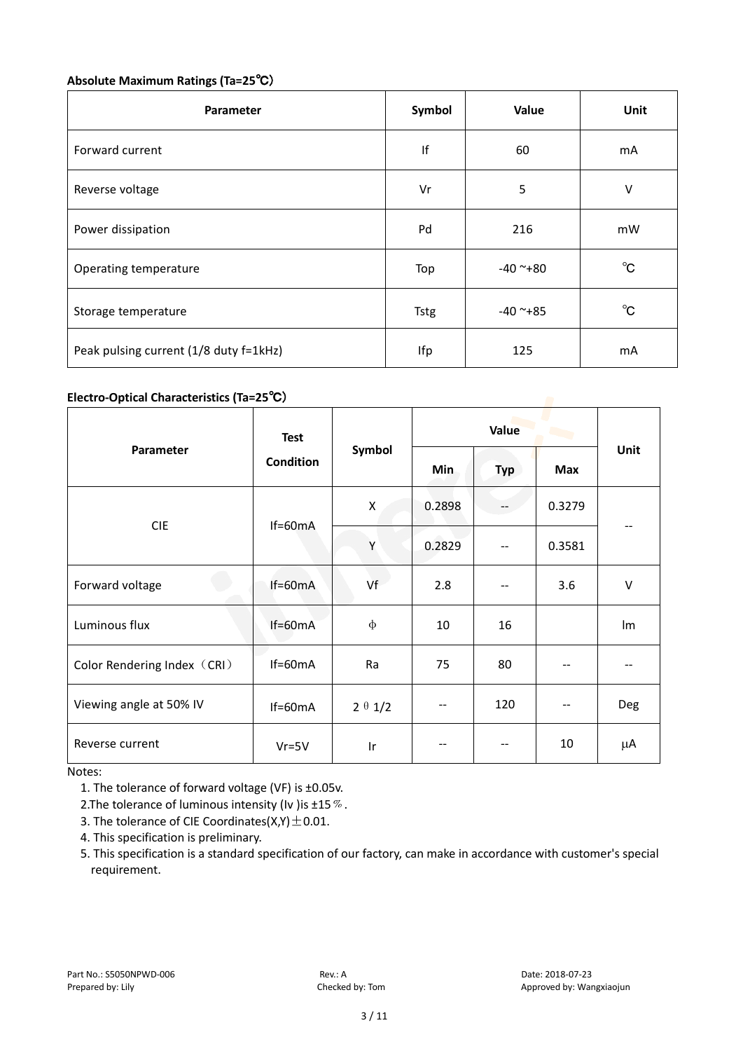**Absolute Maximum Ratings (Ta=25℃)**

| Parameter | Symbol | Value | Unit |
|---|---|---|---|
| Forward current | If | 60 | mA |
| Reverse voltage | Vr | 5 | V |
| Power dissipation | Pd | 216 | mW |
| Operating temperature | Top | -40 ~+80 | ℃ |
| Storage temperature | Tstg | -40 ~+85 | ℃ |
| Peak pulsing current (1/8 duty f=1kHz) | Ifp | 125 | mA |

**Electro-Optical Characteristics (Ta=25℃)**

| Parameter | Test Condition | Symbol | Value | | | Unit |
|---|---|---|---|---|---|---|
| | | | Min | Typ | Max | |
| CIE | If=60mA | X | 0.2898 | -- | 0.3279 | -- |
| | | Y | 0.2829 | -- | 0.3581 | |
| Forward voltage | If=60mA | Vf | 2.8 | -- | 3.6 | V |
| Luminous flux | If=60mA | Φ | 10 | 16 | | lm |
| Color Rendering Index（CRI） | If=60mA | Ra | 75 | 80 | -- | -- |
| Viewing angle at 50% IV | If=60mA | 2θ1/2 | -- | 120 | -- | Deg |
| Reverse current | Vr=5V | Ir | -- | -- | 10 | μA |

Notes:

1. The tolerance of forward voltage (VF) is ±0.05v.
2. The tolerance of luminous intensity (Iv )is ±15％.
3. The tolerance of CIE Coordinates(X,Y)±0.01.
4. This specification is preliminary.
5. This specification is a standard specification of our factory, can make in accordance with customer's special requirement.

Part No.: S5050NPWD-006　　Rev.: A　　Date: 2018-07-23
Prepared by: Lily　　Checked by: Tom　　Approved by: Wangxiaojun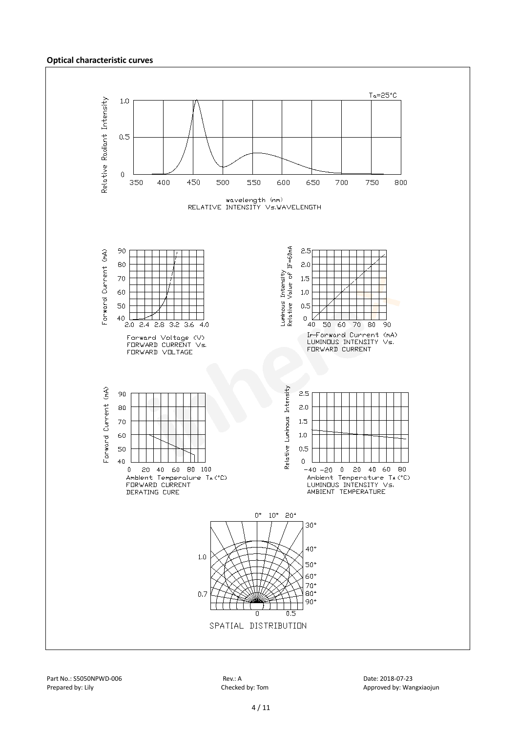**Optical characteristic curves**

Ta=25°C

Relative Radiant Intensity

wavelength (nm)
RELATIVE INTENSITY Vs.WAVELENGTH

Forward Current (mA)

Forward Voltage (V)
FORWARD CURRENT Vs.
FORWARD VOLTAGE

Luminous Intensity Relative Value of IF=60mA

IF-Forward Current (mA)
LUMINOUS INTENSITY Vs.
FORWARD CURRENT

Forward Current (mA)

Ambient Temperature TA (°C)
FORWARD CURRENT
DERATING CURE

Relative Luminous Intensity

Ambient Temperature TA (°C)
LUMINOUS INTENSITY Vs.
AMBIENT TEMPERATURE

SPATIAL DISTRIBUTION

Part No.: S5050NPWD-006 Rev.: A Date: 2018-07-23
Prepared by: Lily Checked by: Tom Approved by: Wangxiaojun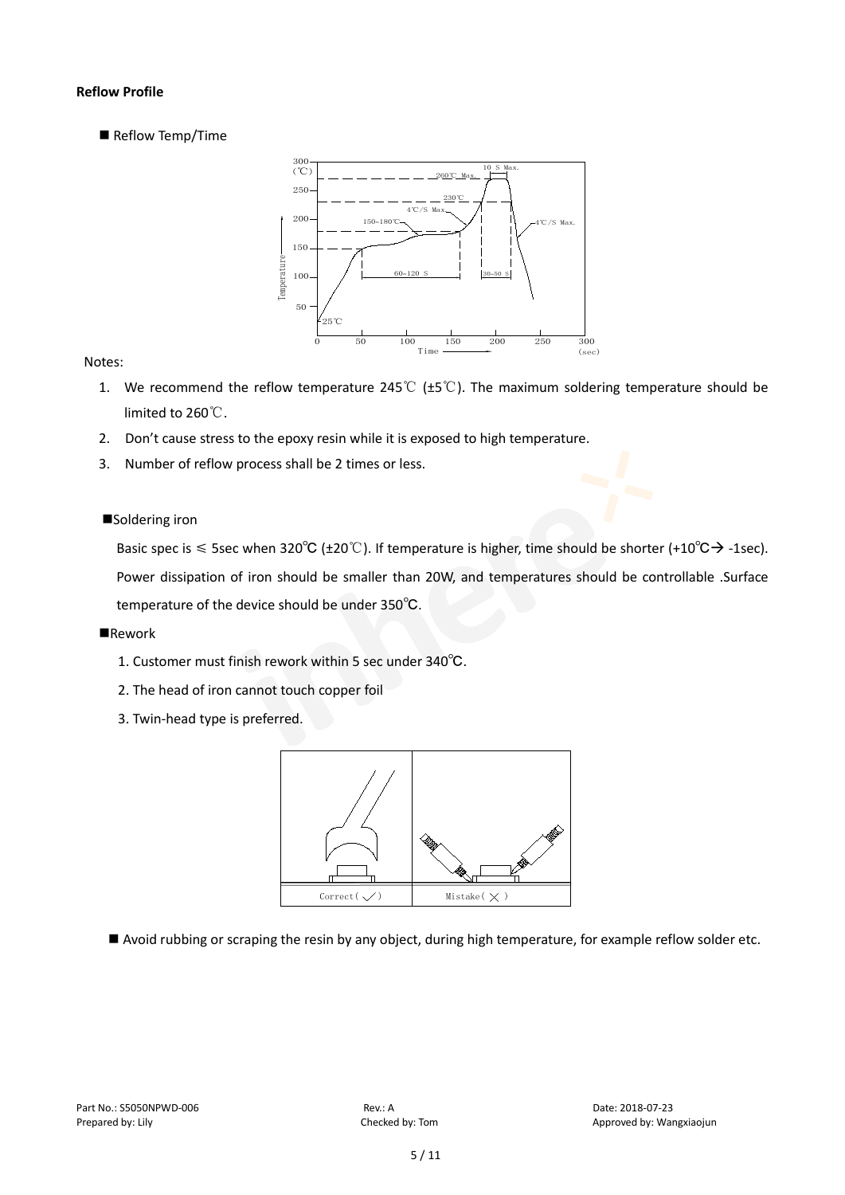**Reflow Profile**

■ Reflow Temp/Time

Notes:

1. We recommend the reflow temperature 245℃ (±5℃). The maximum soldering temperature should be limited to 260℃.
2. Don't cause stress to the epoxy resin while it is exposed to high temperature.
3. Number of reflow process shall be 2 times or less.

■Soldering iron

Basic spec is ≤ 5sec when 320℃ (±20℃). If temperature is higher, time should be shorter (+10℃→ -1sec). Power dissipation of iron should be smaller than 20W, and temperatures should be controllable .Surface temperature of the device should be under 350℃.

■Rework

1. Customer must finish rework within 5 sec under 340℃.
2. The head of iron cannot touch copper foil
3. Twin-head type is preferred.

■ Avoid rubbing or scraping the resin by any object, during high temperature, for example reflow solder etc.

Part No.: S5050NPWD-006 Rev.: A Date: 2018-07-23
Prepared by: Lily Checked by: Tom Approved by: Wangxiaojun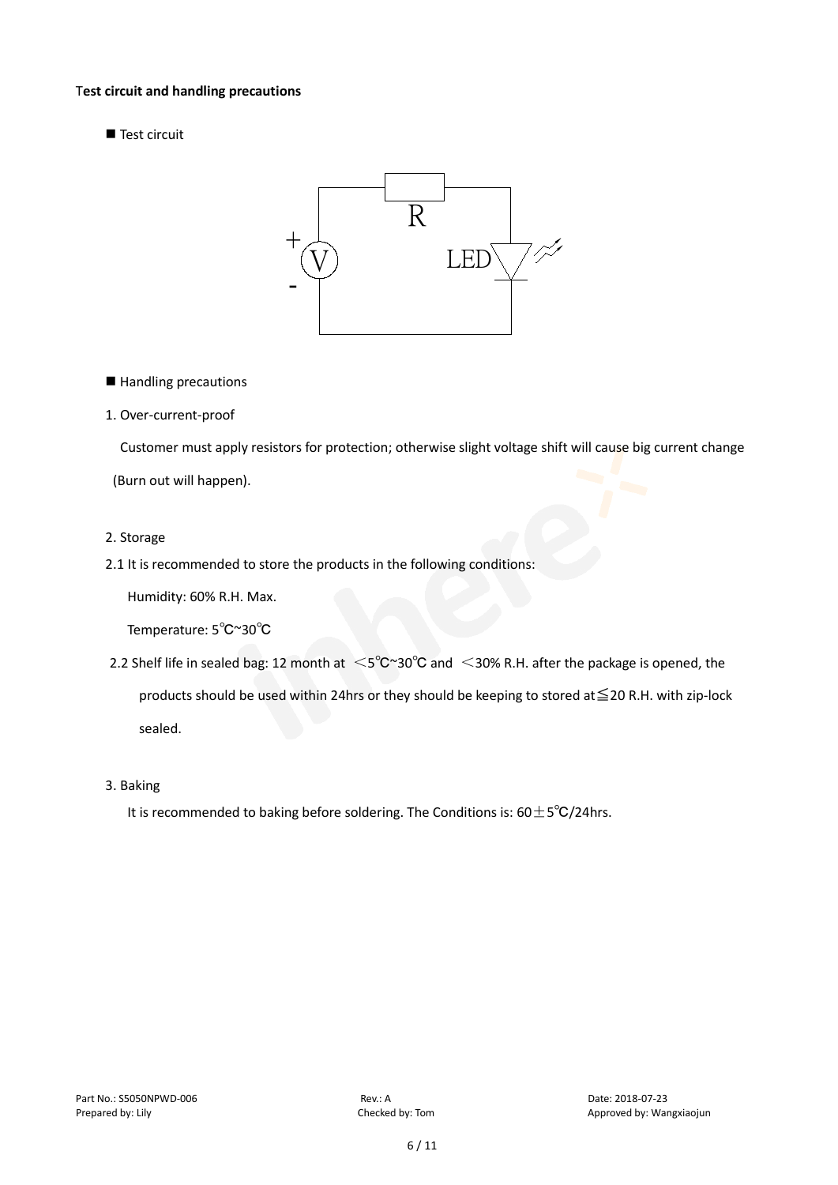## Test circuit and handling precautions

■ Test circuit

■ Handling precautions

1. Over-current-proof

   Customer must apply resistors for protection; otherwise slight voltage shift will cause big current change (Burn out will happen).

2. Storage

2.1 It is recommended to store the products in the following conditions:

   Humidity: 60% R.H. Max.

   Temperature: 5℃~30℃

2.2 Shelf life in sealed bag: 12 month at ＜5℃~30℃ and ＜30% R.H. after the package is opened, the products should be used within 24hrs or they should be keeping to stored at≦20 R.H. with zip-lock sealed.

3. Baking

   It is recommended to baking before soldering. The Conditions is: 60±5℃/24hrs.

Part No.: S5050NPWD-006　　Rev.: A　　Date: 2018-07-23
Prepared by: Lily　　Checked by: Tom　　Approved by: Wangxiaojun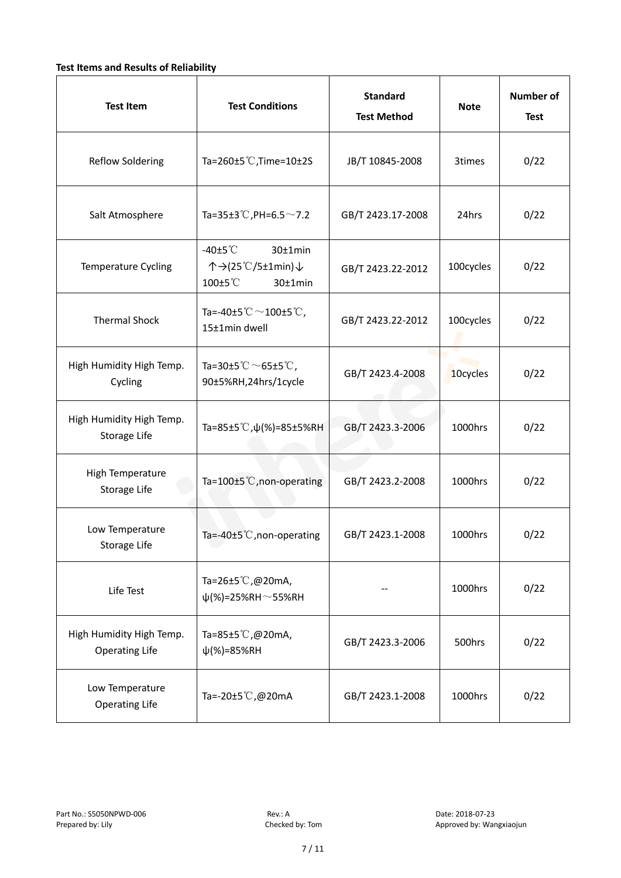**Test Items and Results of Reliability**

| Test Item | Test Conditions | Standard Test Method | Note | Number of Test |
|---|---|---|---|---|
| Reflow Soldering | Ta=260±5℃,Time=10±2S | JB/T 10845-2008 | 3times | 0/22 |
| Salt Atmosphere | Ta=35±3℃,PH=6.5～7.2 | GB/T 2423.17-2008 | 24hrs | 0/22 |
| Temperature Cycling | -40±5℃ 30±1min ↑→(25℃/5±1min)↓ 100±5℃ 30±1min | GB/T 2423.22-2012 | 100cycles | 0/22 |
| Thermal Shock | Ta=-40±5℃～100±5℃, 15±1min dwell | GB/T 2423.22-2012 | 100cycles | 0/22 |
| High Humidity High Temp. Cycling | Ta=30±5℃～65±5℃, 90±5%RH,24hrs/1cycle | GB/T 2423.4-2008 | 10cycles | 0/22 |
| High Humidity High Temp. Storage Life | Ta=85±5℃,ψ(%)=85±5%RH | GB/T 2423.3-2006 | 1000hrs | 0/22 |
| High Temperature Storage Life | Ta=100±5℃,non-operating | GB/T 2423.2-2008 | 1000hrs | 0/22 |
| Low Temperature Storage Life | Ta=-40±5℃,non-operating | GB/T 2423.1-2008 | 1000hrs | 0/22 |
| Life Test | Ta=26±5℃,@20mA, ψ(%)=25%RH～55%RH | -- | 1000hrs | 0/22 |
| High Humidity High Temp. Operating Life | Ta=85±5℃,@20mA, ψ(%)=85%RH | GB/T 2423.3-2006 | 500hrs | 0/22 |
| Low Temperature Operating Life | Ta=-20±5℃,@20mA | GB/T 2423.1-2008 | 1000hrs | 0/22 |

Part No.: S5050NPWD-006　　Rev.: A　　Date: 2018-07-23
Prepared by: Lily　　Checked by: Tom　　Approved by: Wangxiaojun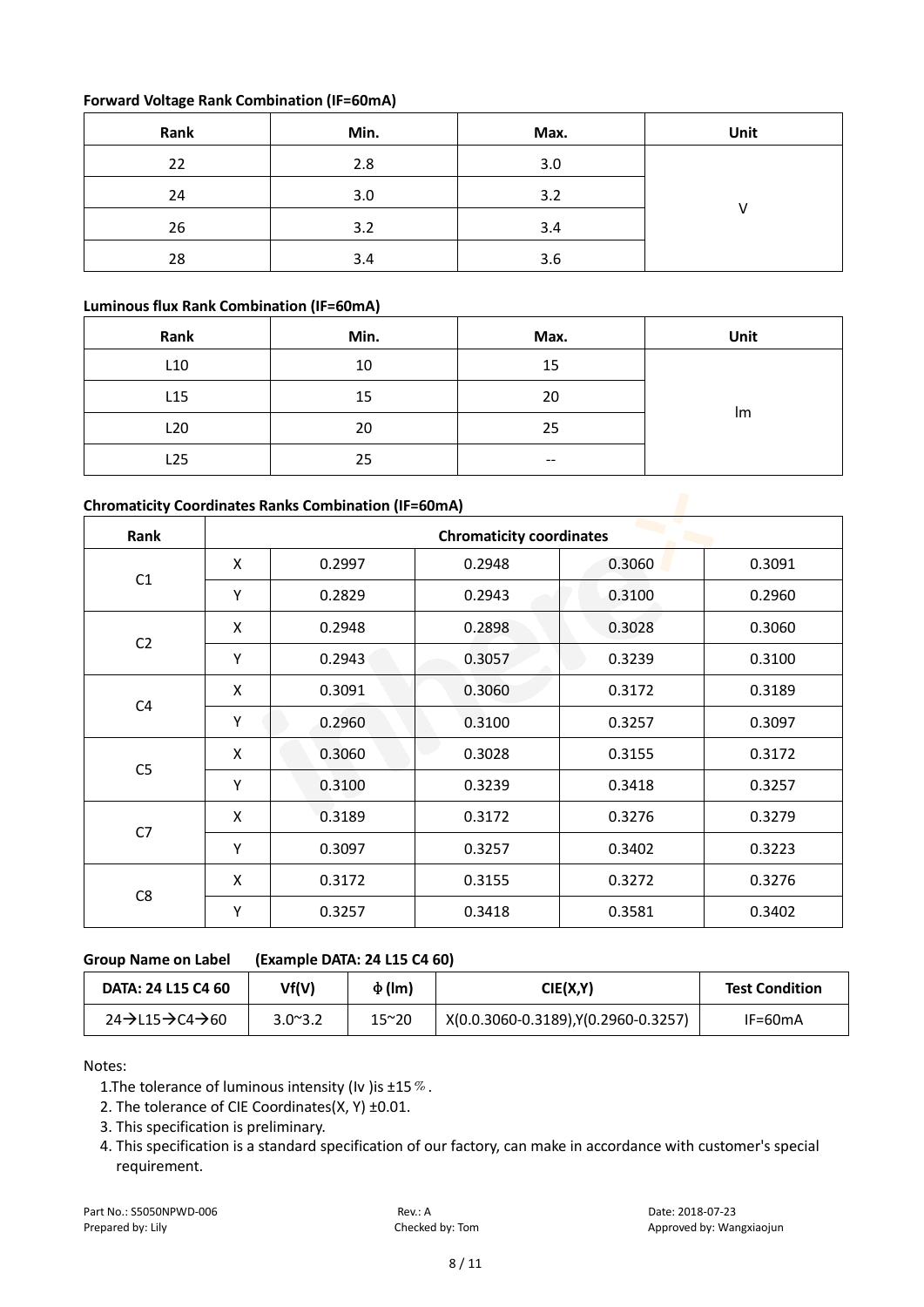**Forward Voltage Rank Combination (IF=60mA)**

| Rank | Min. | Max. | Unit |
|---|---|---|---|
| 22 | 2.8 | 3.0 | V |
| 24 | 3.0 | 3.2 | |
| 26 | 3.2 | 3.4 | |
| 28 | 3.4 | 3.6 | |

**Luminous flux Rank Combination (IF=60mA)**

| Rank | Min. | Max. | Unit |
|---|---|---|---|
| L10 | 10 | 15 | lm |
| L15 | 15 | 20 | |
| L20 | 20 | 25 | |
| L25 | 25 | -- | |

**Chromaticity Coordinates Ranks Combination (IF=60mA)**

| Rank | Chromaticity coordinates | | | | |
|---|---|---|---|---|---|
| C1 | X | 0.2997 | 0.2948 | 0.3060 | 0.3091 |
| | Y | 0.2829 | 0.2943 | 0.3100 | 0.2960 |
| C2 | X | 0.2948 | 0.2898 | 0.3028 | 0.3060 |
| | Y | 0.2943 | 0.3057 | 0.3239 | 0.3100 |
| C4 | X | 0.3091 | 0.3060 | 0.3172 | 0.3189 |
| | Y | 0.2960 | 0.3100 | 0.3257 | 0.3097 |
| C5 | X | 0.3060 | 0.3028 | 0.3155 | 0.3172 |
| | Y | 0.3100 | 0.3239 | 0.3418 | 0.3257 |
| C7 | X | 0.3189 | 0.3172 | 0.3276 | 0.3279 |
| | Y | 0.3097 | 0.3257 | 0.3402 | 0.3223 |
| C8 | X | 0.3172 | 0.3155 | 0.3272 | 0.3276 |
| | Y | 0.3257 | 0.3418 | 0.3581 | 0.3402 |

**Group Name on Label (Example DATA: 24 L15 C4 60)**

| DATA: 24 L15 C4 60 | Vf(V) | Φ (lm) | CIE(X,Y) | Test Condition |
|---|---|---|---|---|
| 24→L15→C4→60 | 3.0~3.2 | 15~20 | X(0.0.3060-0.3189),Y(0.2960-0.3257) | IF=60mA |

Notes:

1. The tolerance of luminous intensity (Iv )is ±15%.
2. The tolerance of CIE Coordinates(X, Y) ±0.01.
3. This specification is preliminary.
4. This specification is a standard specification of our factory, can make in accordance with customer's special requirement.

Part No.: S5050NPWD-006 Rev.: A Date: 2018-07-23
Prepared by: Lily Checked by: Tom Approved by: Wangxiaojun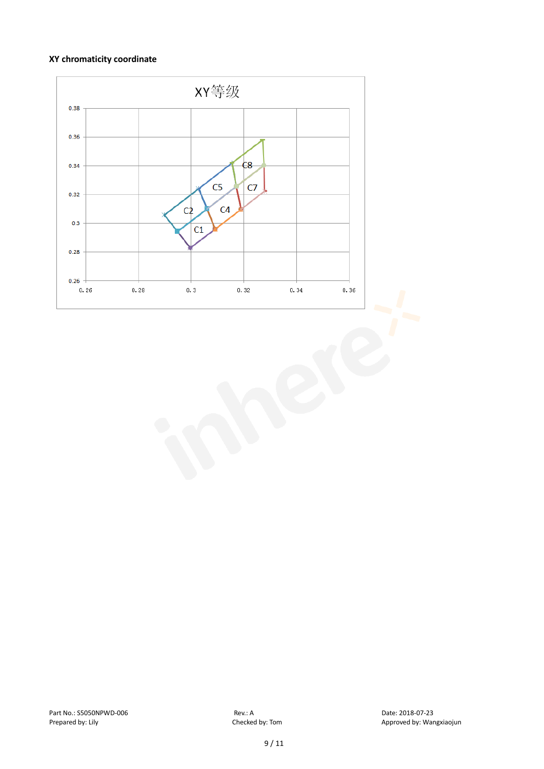**XY chromaticity coordinate**

XY等级

| | |
|---|---|
| Y axis | 0.26, 0.28, 0.3, 0.32, 0.34, 0.36, 0.38 |
| X axis | 0.26, 0.28, 0.3, 0.32, 0.34, 0.36 |

Bins: C1, C2, C4, C5, C7, C8

Part No.: S5050NPWD-006 Rev.: A Date: 2018-07-23
Prepared by: Lily Checked by: Tom Approved by: Wangxiaojun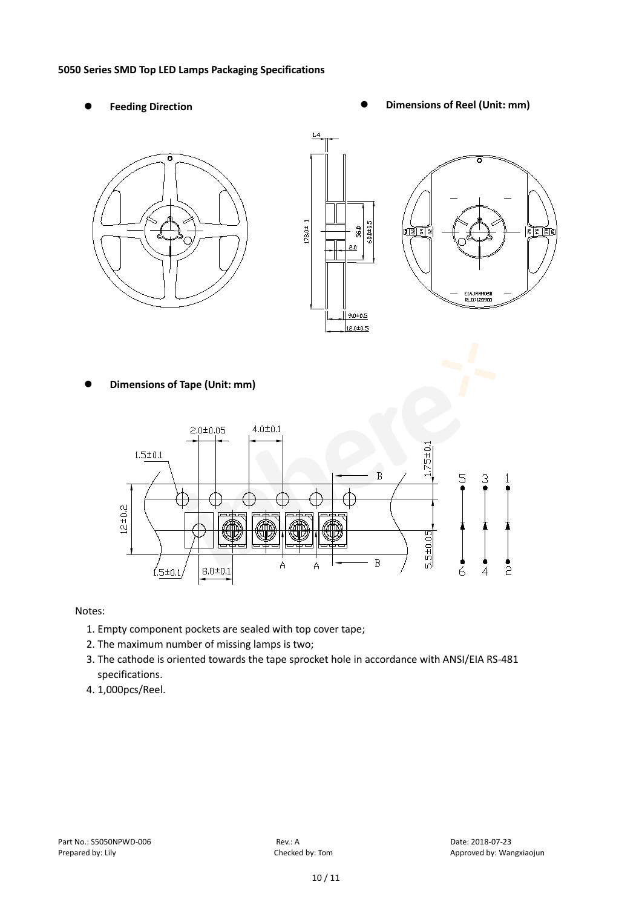**5050 Series SMD Top LED Lamps Packaging Specifications**

- **Feeding Direction**
- **Dimensions of Reel (Unit: mm)**
- **Dimensions of Tape (Unit: mm)**

Notes:

1. Empty component pockets are sealed with top cover tape;
2. The maximum number of missing lamps is two;
3. The cathode is oriented towards the tape sprocket hole in accordance with ANSI/EIA RS-481 specifications.
4. 1,000pcs/Reel.

Part No.: S5050NPWD-006 Rev.: A Date: 2018-07-23
Prepared by: Lily Checked by: Tom Approved by: Wangxiaojun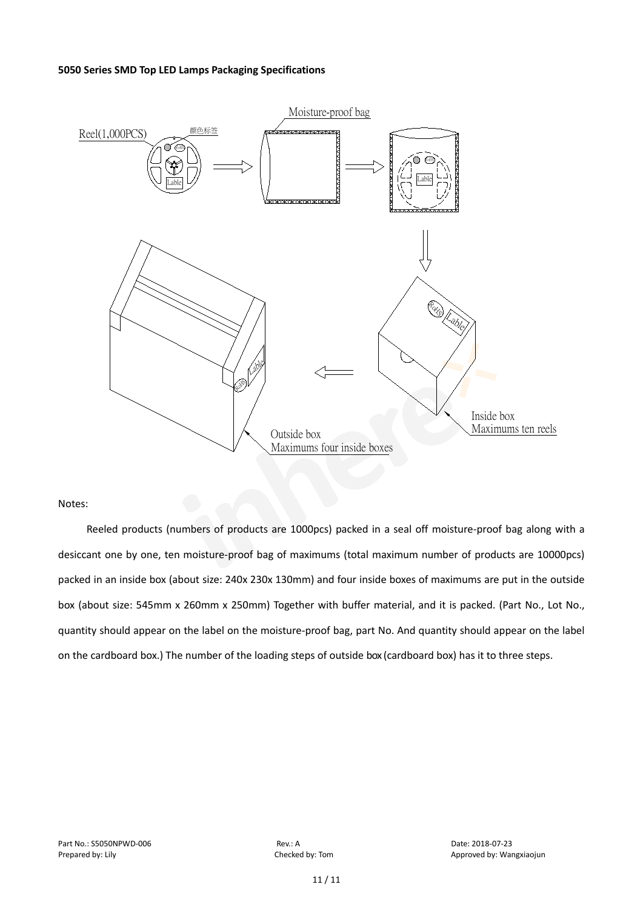**5050 Series SMD Top LED Lamps Packaging Specifications**

Reel(1,000PCS)

顏色标签

Lable

Moisture-proof bag

Lable

Lable

Lable

Inside box
Maximums ten reels

Outside box
Maximums four inside boxes

Notes:

Reeled products (numbers of products are 1000pcs) packed in a seal off moisture-proof bag along with a desiccant one by one, ten moisture-proof bag of maximums (total maximum number of products are 10000pcs) packed in an inside box (about size: 240x 230x 130mm) and four inside boxes of maximums are put in the outside box (about size: 545mm x 260mm x 250mm) Together with buffer material, and it is packed. (Part No., Lot No., quantity should appear on the label on the moisture-proof bag, part No. And quantity should appear on the label on the cardboard box.) The number of the loading steps of outside box (cardboard box) has it to three steps.

Part No.: S5050NPWD-006 Rev.: A Date: 2018-07-23
Prepared by: Lily Checked by: Tom Approved by: Wangxiaojun